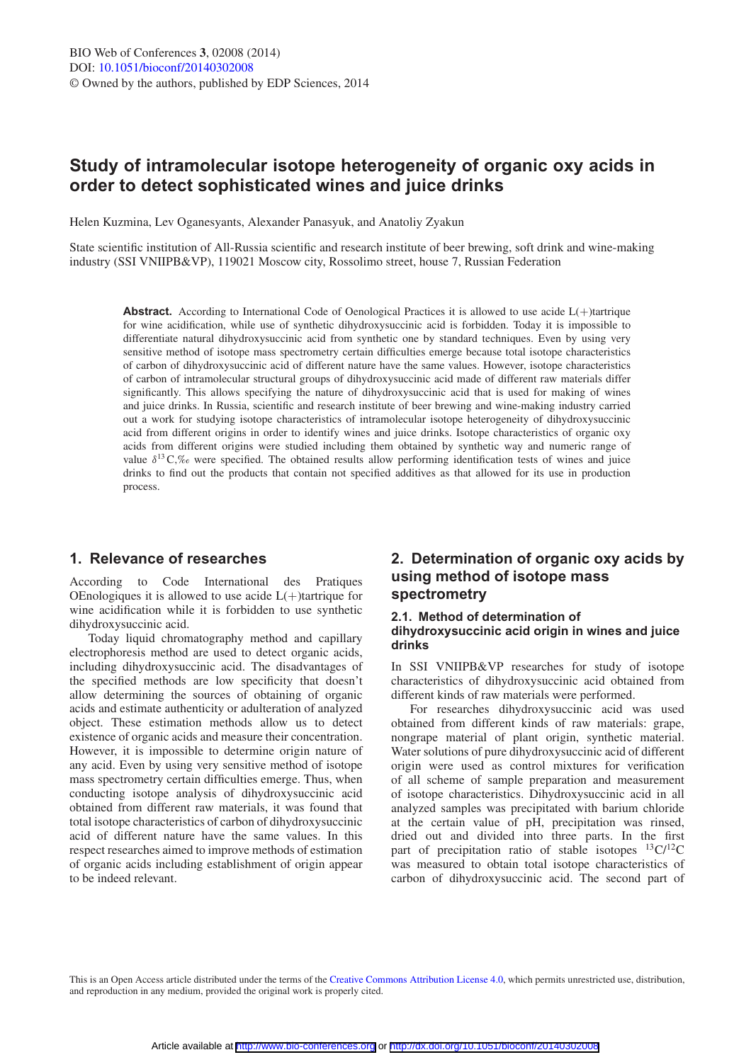# Study of intramolecular isotope heterogeneity of organic oxy acids in order to detect sophisticated wines and juice drinks

Helen Kuzmina, Lev Oganesyants, Alexander Panasyuk, and Anatoliy Zyakun

State scientific institution of All-Russia scientific and research institute of beer brewing, soft drink and wine-making industry (SSI VNIIPB&VP), 119021 Moscow city, Rossolimo street, house 7, Russian Federation

**Abstract.** According to International Code of Oenological Practices it is allowed to use acide L(+)tartrique for wine acidification, while use of synthetic dihydroxysuccinic acid is forbidden. Today it is impossible to differentiate natural dihydroxysuccinic acid from synthetic one by standard techniques. Even by using very sensitive method of isotope mass spectrometry certain difficulties emerge because total isotope characteristics of carbon of dihydroxysuccinic acid of different nature have the same values. However, isotope characteristics of carbon of intramolecular structural groups of dihydroxysuccinic acid made of different raw materials differ significantly. This allows specifying the nature of dihydroxysuccinic acid that is used for making of wines and juice drinks. In Russia, scientific and research institute of beer brewing and wine-making industry carried out a work for studying isotope characteristics of intramolecular isotope heterogeneity of dihydroxysuccinic acid from different origins in order to identify wines and juice drinks. Isotope characteristics of organic oxy acids from different origins were studied including them obtained by synthetic way and numeric range of value $\delta^{13}C$,‰ were specified. The obtained results allow performing identification tests of wines and juice drinks to find out the products that contain not specified additives as that allowed for its use in production process.

## 1. Relevance of researches

According to Code International des Pratiques OEnologiques it is allowed to use acide L(+)tartrique for wine acidification while it is forbidden to use synthetic dihydroxysuccinic acid.

Today liquid chromatography method and capillary electrophoresis method are used to detect organic acids, including dihydroxysuccinic acid. The disadvantages of the specified methods are low specificity that doesn't allow determining the sources of obtaining of organic acids and estimate authenticity or adulteration of analyzed object. These estimation methods allow us to detect existence of organic acids and measure their concentration. However, it is impossible to determine origin nature of any acid. Even by using very sensitive method of isotope mass spectrometry certain difficulties emerge. Thus, when conducting isotope analysis of dihydroxysuccinic acid obtained from different raw materials, it was found that total isotope characteristics of carbon of dihydroxysuccinic acid of different nature have the same values. In this respect researches aimed to improve methods of estimation of organic acids including establishment of origin appear to be indeed relevant.

## 2. Determination of organic oxy acids by using method of isotope mass spectrometry

### 2.1. Method of determination of dihydroxysuccinic acid origin in wines and juice drinks

In SSI VNIIPB&VP researches for study of isotope characteristics of dihydroxysuccinic acid obtained from different kinds of raw materials were performed.

For researches dihydroxysuccinic acid was used obtained from different kinds of raw materials: grape, nongrape material of plant origin, synthetic material. Water solutions of pure dihydroxysuccinic acid of different origin were used as control mixtures for verification of all scheme of sample preparation and measurement of isotope characteristics. Dihydroxysuccinic acid in all analyzed samples was precipitated with barium chloride at the certain value of pH, precipitation was rinsed, dried out and divided into three parts. In the first part of precipitation ratio of stable isotopes $^{13}C/^{12}C$ was measured to obtain total isotope characteristics of carbon of dihydroxysuccinic acid. The second part of

This is an Open Access article distributed under the terms of the Creative Commons Attribution License 4.0, which permits unrestricted use, distribution, and reproduction in any medium, provided the original work is properly cited.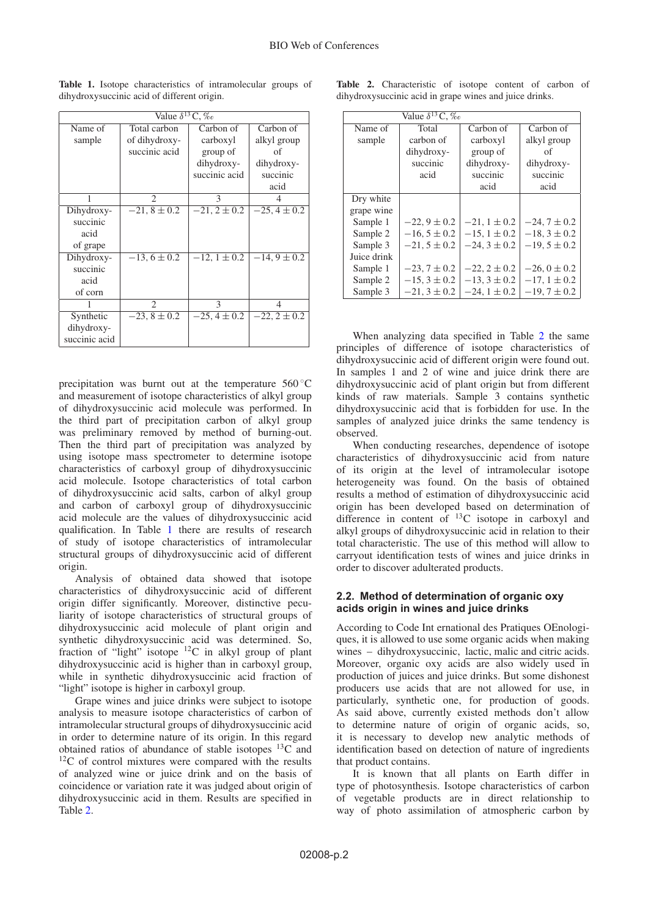**Table 1.** Isotope characteristics of intramolecular groups of dihydroxysuccinic acid of different origin.

| Value $\delta^{13}C$, ‰ | | | |
|---|---|---|---|
| Name of sample | Total carbon of dihydroxy-succinic acid | Carbon of carboxyl group of dihydroxy-succinic acid | Carbon of alkyl group of dihydroxy-succinic acid |
| 1 | 2 | 3 | 4 |
| Dihydroxy-succinic acid of grape | $-21,8 \pm 0.2$ | $-21,2 \pm 0.2$ | $-25,4 \pm 0.2$ |
| Dihydroxy-succinic acid of corn | $-13,6 \pm 0.2$ | $-12,1 \pm 0.2$ | $-14,9 \pm 0.2$ |
| 1 | 2 | 3 | 4 |
| Synthetic dihydroxy-succinic acid | $-23,8 \pm 0.2$ | $-25,4 \pm 0.2$ | $-22,2 \pm 0.2$ |

precipitation was burnt out at the temperature 560 °C and measurement of isotope characteristics of alkyl group of dihydroxysuccinic acid molecule was performed. In the third part of precipitation carbon of alkyl group was preliminary removed by method of burning-out. Then the third part of precipitation was analyzed by using isotope mass spectrometer to determine isotope characteristics of carboxyl group of dihydroxysuccinic acid molecule. Isotope characteristics of total carbon of dihydroxysuccinic acid salts, carbon of alkyl group and carbon of carboxyl group of dihydroxysuccinic acid molecule are the values of dihydroxysuccinic acid qualification. In Table 1 there are results of research of study of isotope characteristics of intramolecular structural groups of dihydroxysuccinic acid of different origin.

Analysis of obtained data showed that isotope characteristics of dihydroxysuccinic acid of different origin differ significantly. Moreover, distinctive peculiarity of isotope characteristics of structural groups of dihydroxysuccinic acid molecule of plant origin and synthetic dihydroxysuccinic acid was determined. So, fraction of "light" isotope $^{12}C$ in alkyl group of plant dihydroxysuccinic acid is higher than in carboxyl group, while in synthetic dihydroxysuccinic acid fraction of "light" isotope is higher in carboxyl group.

Grape wines and juice drinks were subject to isotope analysis to measure isotope characteristics of carbon of intramolecular structural groups of dihydroxysuccinic acid in order to determine nature of its origin. In this regard obtained ratios of abundance of stable isotopes $^{13}C$ and $^{12}C$ of control mixtures were compared with the results of analyzed wine or juice drink and on the basis of coincidence or variation rate it was judged about origin of dihydroxysuccinic acid in them. Results are specified in Table 2.

**Table 2.** Characteristic of isotope content of carbon of dihydroxysuccinic acid in grape wines and juice drinks.

| Value $\delta^{13}C$, ‰ | | | |
|---|---|---|---|
| Name of sample | Total carbon of dihydroxy-succinic acid | Carbon of carboxyl group of dihydroxy-succinic acid | Carbon of alkyl group of dihydroxy-succinic acid |
| Dry white grape wine | | | |
| Sample 1 | $-22,9 \pm 0.2$ | $-21,1 \pm 0.2$ | $-24,7 \pm 0.2$ |
| Sample 2 | $-16,5 \pm 0.2$ | $-15,1 \pm 0.2$ | $-18,3 \pm 0.2$ |
| Sample 3 | $-21,5 \pm 0.2$ | $-24,3 \pm 0.2$ | $-19,5 \pm 0.2$ |
| Juice drink | | | |
| Sample 1 | $-23,7 \pm 0.2$ | $-22,2 \pm 0.2$ | $-26,0 \pm 0.2$ |
| Sample 2 | $-15,3 \pm 0.2$ | $-13,3 \pm 0.2$ | $-17,1 \pm 0.2$ |
| Sample 3 | $-21,3 \pm 0.2$ | $-24,1 \pm 0.2$ | $-19,7 \pm 0.2$ |

When analyzing data specified in Table 2 the same principles of difference of isotope characteristics of dihydroxysuccinic acid of different origin were found out. In samples 1 and 2 of wine and juice drink there are dihydroxysuccinic acid of plant origin but from different kinds of raw materials. Sample 3 contains synthetic dihydroxysuccinic acid that is forbidden for use. In the samples of analyzed juice drinks the same tendency is observed.

When conducting researches, dependence of isotope characteristics of dihydroxysuccinic acid from nature of its origin at the level of intramolecular isotope heterogeneity was found. On the basis of obtained results a method of estimation of dihydroxysuccinic acid origin has been developed based on determination of difference in content of $^{13}C$ isotope in carboxyl and alkyl groups of dihydroxysuccinic acid in relation to their total characteristic. The use of this method will allow to carryout identification tests of wines and juice drinks in order to discover adulterated products.

## 2.2. Method of determination of organic oxy acids origin in wines and juice drinks

According to Code Int ernational des Pratiques OEnologiques, it is allowed to use some organic acids when making wines – dihydroxysuccinic, lactic, malic and citric acids. Moreover, organic oxy acids are also widely used in production of juices and juice drinks. But some dishonest producers use acids that are not allowed for use, in particularly, synthetic one, for production of goods. As said above, currently existed methods don't allow to determine nature of origin of organic acids, so, it is necessary to develop new analytic methods of identification based on detection of nature of ingredients that product contains.

It is known that all plants on Earth differ in type of photosynthesis. Isotope characteristics of carbon of vegetable products are in direct relationship to way of photo assimilation of atmospheric carbon by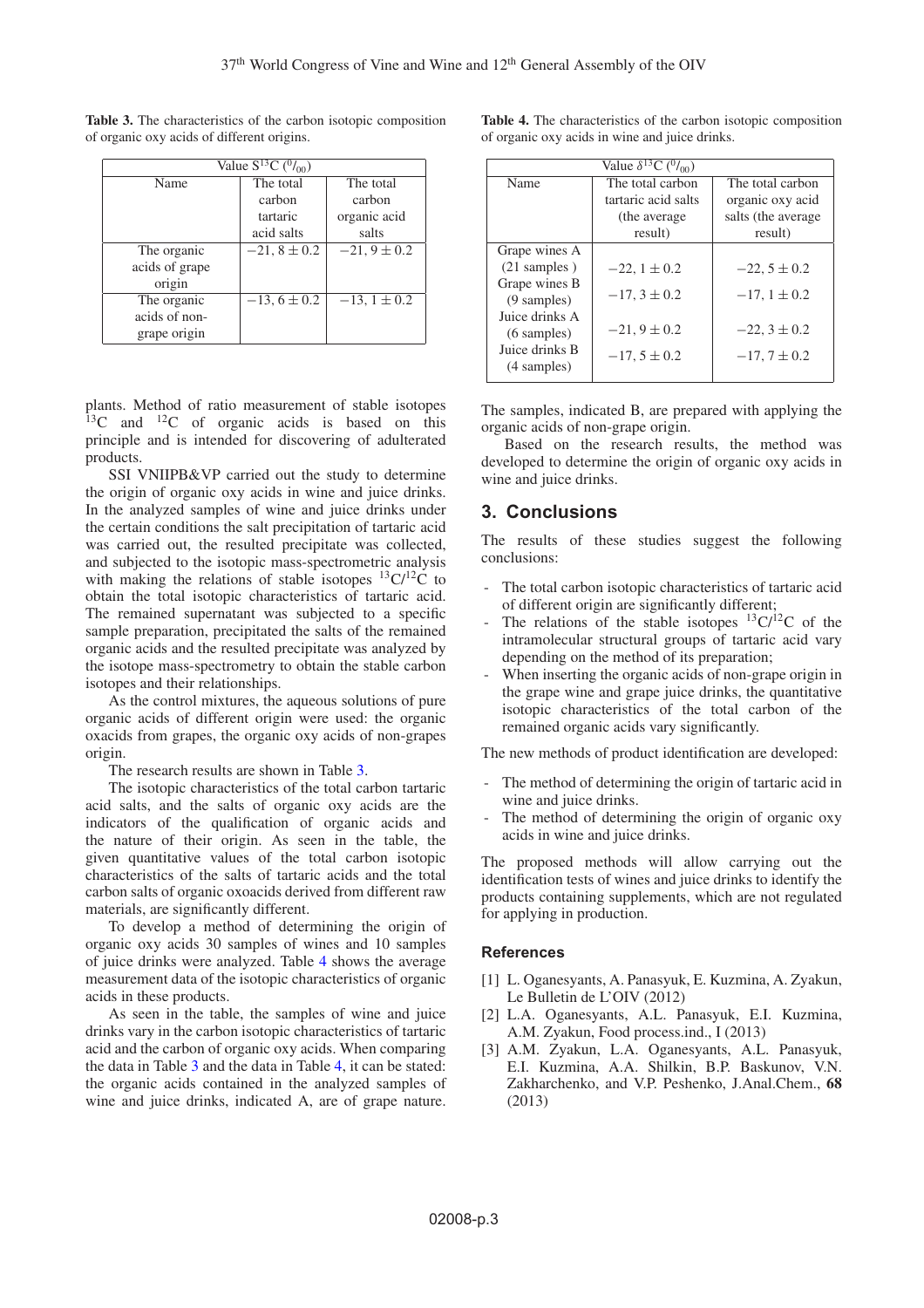**Table 3.** The characteristics of the carbon isotopic composition of organic oxy acids of different origins.

| Value $S^{13}C$ ($^0/_{00}$) | | |
|---|---|---|
| Name | The total carbon tartaric acid salts | The total carbon organic acid salts |
| The organic acids of grape origin | $-21, 8 \pm 0.2$ | $-21, 9 \pm 0.2$ |
| The organic acids of non-grape origin | $-13, 6 \pm 0.2$ | $-13, 1 \pm 0.2$ |

plants. Method of ratio measurement of stable isotopes $^{13}C$ and $^{12}C$ of organic acids is based on this principle and is intended for discovering of adulterated products.

SSI VNIIPB&VP carried out the study to determine the origin of organic oxy acids in wine and juice drinks. In the analyzed samples of wine and juice drinks under the certain conditions the salt precipitation of tartaric acid was carried out, the resulted precipitate was collected, and subjected to the isotopic mass-spectrometric analysis with making the relations of stable isotopes $^{13}C/^{12}C$ to obtain the total isotopic characteristics of tartaric acid. The remained supernatant was subjected to a specific sample preparation, precipitated the salts of the remained organic acids and the resulted precipitate was analyzed by the isotope mass-spectrometry to obtain the stable carbon isotopes and their relationships.

As the control mixtures, the aqueous solutions of pure organic acids of different origin were used: the organic oxacids from grapes, the organic oxy acids of non-grapes origin.

The research results are shown in Table 3.

The isotopic characteristics of the total carbon tartaric acid salts, and the salts of organic oxy acids are the indicators of the qualification of organic acids and the nature of their origin. As seen in the table, the given quantitative values of the total carbon isotopic characteristics of the salts of tartaric acids and the total carbon salts of organic oxoacids derived from different raw materials, are significantly different.

To develop a method of determining the origin of organic oxy acids 30 samples of wines and 10 samples of juice drinks were analyzed. Table 4 shows the average measurement data of the isotopic characteristics of organic acids in these products.

As seen in the table, the samples of wine and juice drinks vary in the carbon isotopic characteristics of tartaric acid and the carbon of organic oxy acids. When comparing the data in Table 3 and the data in Table 4, it can be stated: the organic acids contained in the analyzed samples of wine and juice drinks, indicated A, are of grape nature.

**Table 4.** The characteristics of the carbon isotopic composition of organic oxy acids in wine and juice drinks.

| Value $\delta^{13}C$ ($^0/_{00}$) | | |
|---|---|---|
| Name | The total carbon tartaric acid salts (the average result) | The total carbon organic oxy acid salts (the average result) |
| Grape wines A (21 samples ) | $-22, 1 \pm 0.2$ | $-22, 5 \pm 0.2$ |
| Grape wines B (9 samples) | $-17, 3 \pm 0.2$ | $-17, 1 \pm 0.2$ |
| Juice drinks A (6 samples) | $-21, 9 \pm 0.2$ | $-22, 3 \pm 0.2$ |
| Juice drinks B (4 samples) | $-17, 5 \pm 0.2$ | $-17, 7 \pm 0.2$ |

The samples, indicated B, are prepared with applying the organic acids of non-grape origin.

Based on the research results, the method was developed to determine the origin of organic oxy acids in wine and juice drinks.

## 3. Conclusions

The results of these studies suggest the following conclusions:

- The total carbon isotopic characteristics of tartaric acid of different origin are significantly different;
- The relations of the stable isotopes $^{13}C/^{12}C$ of the intramolecular structural groups of tartaric acid vary depending on the method of its preparation;
- When inserting the organic acids of non-grape origin in the grape wine and grape juice drinks, the quantitative isotopic characteristics of the total carbon of the remained organic acids vary significantly.

The new methods of product identification are developed:

- The method of determining the origin of tartaric acid in wine and juice drinks.
- The method of determining the origin of organic oxy acids in wine and juice drinks.

The proposed methods will allow carrying out the identification tests of wines and juice drinks to identify the products containing supplements, which are not regulated for applying in production.

### References

[1] L. Oganesyants, A. Panasyuk, E. Kuzmina, A. Zyakun, Le Bulletin de L'OIV (2012)

[2] L.A. Oganesyants, A.L. Panasyuk, E.I. Kuzmina, A.M. Zyakun, Food process.ind., I (2013)

[3] A.M. Zyakun, L.A. Oganesyants, A.L. Panasyuk, E.I. Kuzmina, A.A. Shilkin, B.P. Baskunov, V.N. Zakharchenko, and V.P. Peshenko, J.Anal.Chem., **68** (2013)